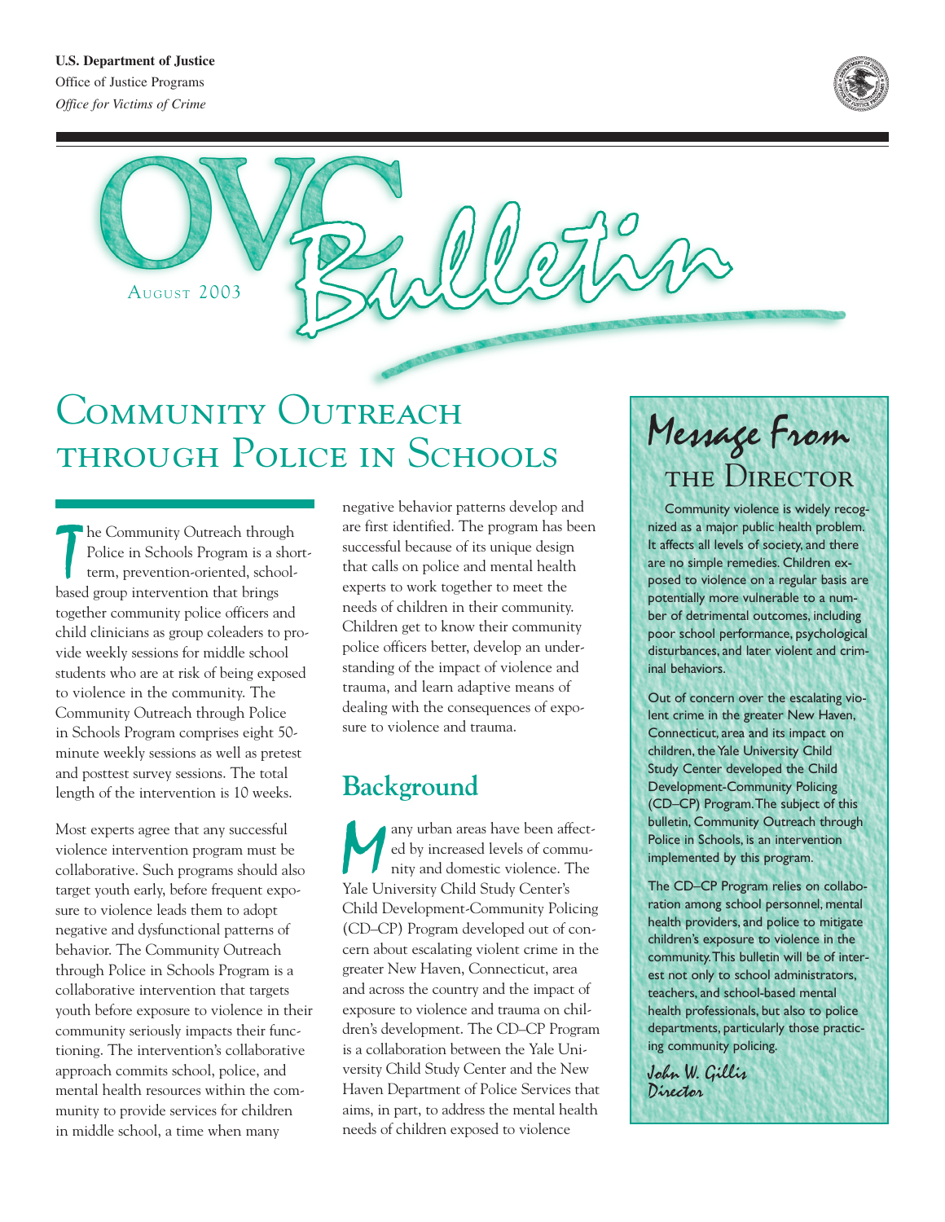U.S. Department of Justice
Office of Justice Programs
*Office for Victims of Crime*

# OVC Bulletin

August 2003

# Community Outreach through Police in Schools

The Community Outreach through Police in Schools Program is a short-term, prevention-oriented, school-based group intervention that brings together community police officers and child clinicians as group coleaders to provide weekly sessions for middle school students who are at risk of being exposed to violence in the community. The Community Outreach through Police in Schools Program comprises eight 50-minute weekly sessions as well as pretest and posttest survey sessions. The total length of the intervention is 10 weeks.

Most experts agree that any successful violence intervention program must be collaborative. Such programs should also target youth early, before frequent exposure to violence leads them to adopt negative and dysfunctional patterns of behavior. The Community Outreach through Police in Schools Program is a collaborative intervention that targets youth before exposure to violence in their community seriously impacts their functioning. The intervention's collaborative approach commits school, police, and mental health resources within the community to provide services for children in middle school, a time when many negative behavior patterns develop and are first identified. The program has been successful because of its unique design that calls on police and mental health experts to work together to meet the needs of children in their community. Children get to know their community police officers better, develop an understanding of the impact of violence and trauma, and learn adaptive means of dealing with the consequences of exposure to violence and trauma.

## Background

Many urban areas have been affected by increased levels of community and domestic violence. The Yale University Child Study Center's Child Development-Community Policing (CD–CP) Program developed out of concern about escalating violent crime in the greater New Haven, Connecticut, area and across the country and the impact of exposure to violence and trauma on children's development. The CD–CP Program is a collaboration between the Yale University Child Study Center and the New Haven Department of Police Services that aims, in part, to address the mental health needs of children exposed to violence

## Message From the Director

Community violence is widely recognized as a major public health problem. It affects all levels of society, and there are no simple remedies. Children exposed to violence on a regular basis are potentially more vulnerable to a number of detrimental outcomes, including poor school performance, psychological disturbances, and later violent and criminal behaviors.

Out of concern over the escalating violent crime in the greater New Haven, Connecticut, area and its impact on children, the Yale University Child Study Center developed the Child Development-Community Policing (CD–CP) Program. The subject of this bulletin, Community Outreach through Police in Schools, is an intervention implemented by this program.

The CD–CP Program relies on collaboration among school personnel, mental health providers, and police to mitigate children's exposure to violence in the community. This bulletin will be of interest not only to school administrators, teachers, and school-based mental health professionals, but also to police departments, particularly those practicing community policing.

*John W. Gillis*
*Director*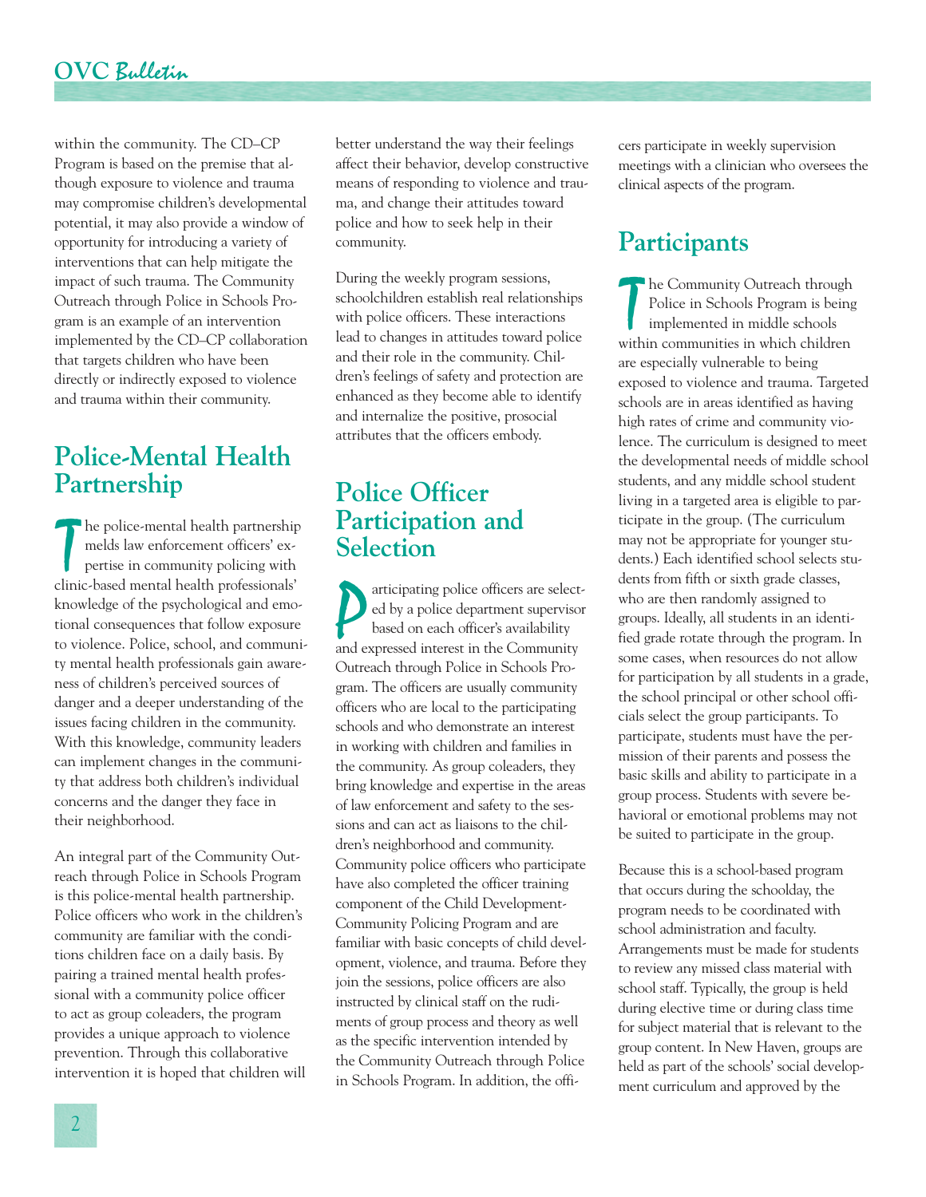within the community. The CD–CP Program is based on the premise that although exposure to violence and trauma may compromise children's developmental potential, it may also provide a window of opportunity for introducing a variety of interventions that can help mitigate the impact of such trauma. The Community Outreach through Police in Schools Program is an example of an intervention implemented by the CD–CP collaboration that targets children who have been directly or indirectly exposed to violence and trauma within their community.

## Police-Mental Health Partnership

The police-mental health partnership melds law enforcement officers' expertise in community policing with clinic-based mental health professionals' knowledge of the psychological and emotional consequences that follow exposure to violence. Police, school, and community mental health professionals gain awareness of children's perceived sources of danger and a deeper understanding of the issues facing children in the community. With this knowledge, community leaders can implement changes in the community that address both children's individual concerns and the danger they face in their neighborhood.

An integral part of the Community Outreach through Police in Schools Program is this police-mental health partnership. Police officers who work in the children's community are familiar with the conditions children face on a daily basis. By pairing a trained mental health professional with a community police officer to act as group coleaders, the program provides a unique approach to violence prevention. Through this collaborative intervention it is hoped that children will better understand the way their feelings affect their behavior, develop constructive means of responding to violence and trauma, and change their attitudes toward police and how to seek help in their community.

During the weekly program sessions, schoolchildren establish real relationships with police officers. These interactions lead to changes in attitudes toward police and their role in the community. Children's feelings of safety and protection are enhanced as they become able to identify and internalize the positive, prosocial attributes that the officers embody.

## Police Officer Participation and Selection

Participating police officers are selected by a police department supervisor based on each officer's availability and expressed interest in the Community Outreach through Police in Schools Program. The officers are usually community officers who are local to the participating schools and who demonstrate an interest in working with children and families in the community. As group coleaders, they bring knowledge and expertise in the areas of law enforcement and safety to the sessions and can act as liaisons to the children's neighborhood and community. Community police officers who participate have also completed the officer training component of the Child Development-Community Policing Program and are familiar with basic concepts of child development, violence, and trauma. Before they join the sessions, police officers are also instructed by clinical staff on the rudiments of group process and theory as well as the specific intervention intended by the Community Outreach through Police in Schools Program. In addition, the officers participate in weekly supervision meetings with a clinician who oversees the clinical aspects of the program.

## Participants

The Community Outreach through Police in Schools Program is being implemented in middle schools within communities in which children are especially vulnerable to being exposed to violence and trauma. Targeted schools are in areas identified as having high rates of crime and community violence. The curriculum is designed to meet the developmental needs of middle school students, and any middle school student living in a targeted area is eligible to participate in the group. (The curriculum may not be appropriate for younger students.) Each identified school selects students from fifth or sixth grade classes, who are then randomly assigned to groups. Ideally, all students in an identified grade rotate through the program. In some cases, when resources do not allow for participation by all students in a grade, the school principal or other school officials select the group participants. To participate, students must have the permission of their parents and possess the basic skills and ability to participate in a group process. Students with severe behavioral or emotional problems may not be suited to participate in the group.

Because this is a school-based program that occurs during the schoolday, the program needs to be coordinated with school administration and faculty. Arrangements must be made for students to review any missed class material with school staff. Typically, the group is held during elective time or during class time for subject material that is relevant to the group content. In New Haven, groups are held as part of the schools' social development curriculum and approved by the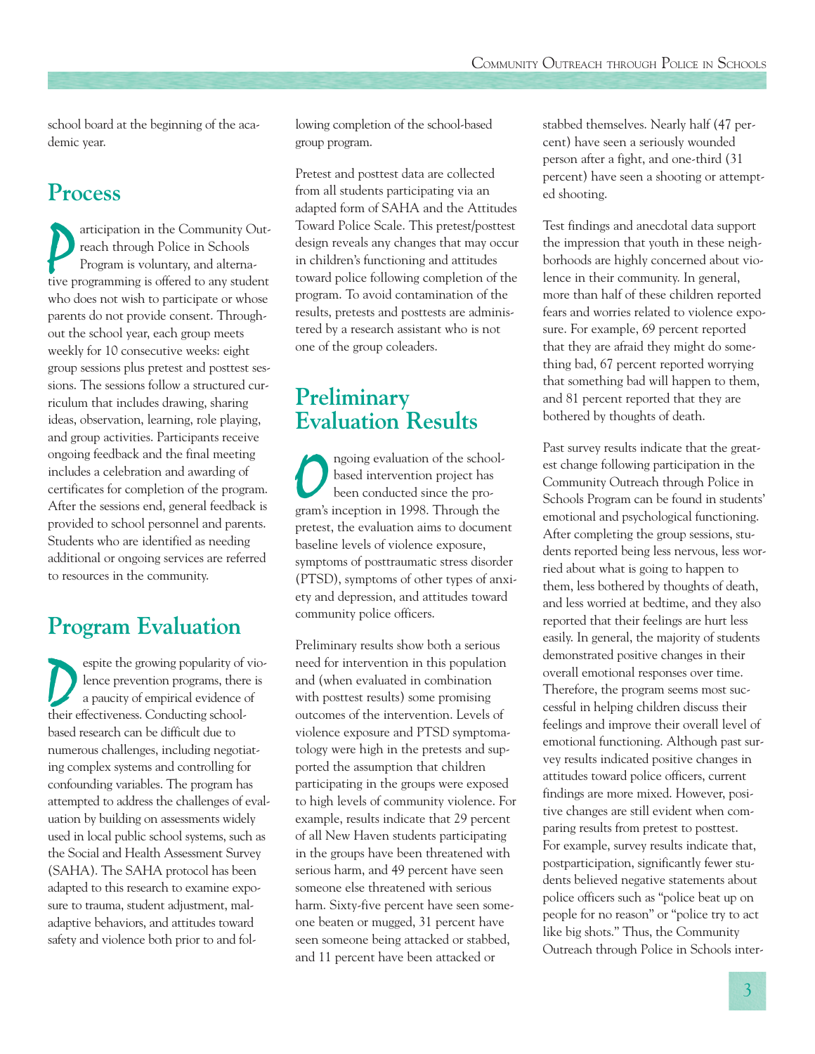school board at the beginning of the academic year.

## Process

Participation in the Community Outreach through Police in Schools Program is voluntary, and alternative programming is offered to any student who does not wish to participate or whose parents do not provide consent. Throughout the school year, each group meets weekly for 10 consecutive weeks: eight group sessions plus pretest and posttest sessions. The sessions follow a structured curriculum that includes drawing, sharing ideas, observation, learning, role playing, and group activities. Participants receive ongoing feedback and the final meeting includes a celebration and awarding of certificates for completion of the program. After the sessions end, general feedback is provided to school personnel and parents. Students who are identified as needing additional or ongoing services are referred to resources in the community.

## Program Evaluation

Despite the growing popularity of violence prevention programs, there is a paucity of empirical evidence of their effectiveness. Conducting school-based research can be difficult due to numerous challenges, including negotiating complex systems and controlling for confounding variables. The program has attempted to address the challenges of evaluation by building on assessments widely used in local public school systems, such as the Social and Health Assessment Survey (SAHA). The SAHA protocol has been adapted to this research to examine exposure to trauma, student adjustment, maladaptive behaviors, and attitudes toward safety and violence both prior to and following completion of the school-based group program.

Pretest and posttest data are collected from all students participating via an adapted form of SAHA and the Attitudes Toward Police Scale. This pretest/posttest design reveals any changes that may occur in children's functioning and attitudes toward police following completion of the program. To avoid contamination of the results, pretests and posttests are administered by a research assistant who is not one of the group coleaders.

## Preliminary Evaluation Results

Ongoing evaluation of the school-based intervention project has been conducted since the program's inception in 1998. Through the pretest, the evaluation aims to document baseline levels of violence exposure, symptoms of posttraumatic stress disorder (PTSD), symptoms of other types of anxiety and depression, and attitudes toward community police officers.

Preliminary results show both a serious need for intervention in this population and (when evaluated in combination with posttest results) some promising outcomes of the intervention. Levels of violence exposure and PTSD symptomatology were high in the pretests and supported the assumption that children participating in the groups were exposed to high levels of community violence. For example, results indicate that 29 percent of all New Haven students participating in the groups have been threatened with serious harm, and 49 percent have seen someone else threatened with serious harm. Sixty-five percent have seen someone beaten or mugged, 31 percent have seen someone being attacked or stabbed, and 11 percent have been attacked or stabbed themselves. Nearly half (47 percent) have seen a seriously wounded person after a fight, and one-third (31 percent) have seen a shooting or attempted shooting.

Test findings and anecdotal data support the impression that youth in these neighborhoods are highly concerned about violence in their community. In general, more than half of these children reported fears and worries related to violence exposure. For example, 69 percent reported that they are afraid they might do something bad, 67 percent reported worrying that something bad will happen to them, and 81 percent reported that they are bothered by thoughts of death.

Past survey results indicate that the greatest change following participation in the Community Outreach through Police in Schools Program can be found in students' emotional and psychological functioning. After completing the group sessions, students reported being less nervous, less worried about what is going to happen to them, less bothered by thoughts of death, and less worried at bedtime, and they also reported that their feelings are hurt less easily. In general, the majority of students demonstrated positive changes in their overall emotional responses over time. Therefore, the program seems most successful in helping children discuss their feelings and improve their overall level of emotional functioning. Although past survey results indicated positive changes in attitudes toward police officers, current findings are more mixed. However, positive changes are still evident when comparing results from pretest to posttest. For example, survey results indicate that, postparticipation, significantly fewer students believed negative statements about police officers such as "police beat up on people for no reason" or "police try to act like big shots." Thus, the Community Outreach through Police in Schools inter-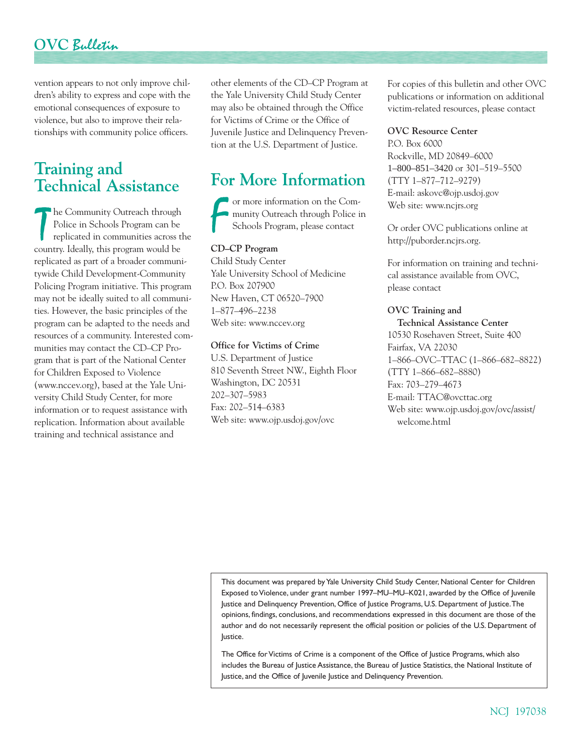vention appears to not only improve children's ability to express and cope with the emotional consequences of exposure to violence, but also to improve their relationships with community police officers.

## Training and Technical Assistance

The Community Outreach through Police in Schools Program can be replicated in communities across the country. Ideally, this program would be replicated as part of a broader communitywide Child Development-Community Policing Program initiative. This program may not be ideally suited to all communities. However, the basic principles of the program can be adapted to the needs and resources of a community. Interested communities may contact the CD–CP Program that is part of the National Center for Children Exposed to Violence (www.nccev.org), based at the Yale University Child Study Center, for more information or to request assistance with replication. Information about available training and technical assistance and other elements of the CD–CP Program at the Yale University Child Study Center may also be obtained through the Office for Victims of Crime or the Office of Juvenile Justice and Delinquency Prevention at the U.S. Department of Justice.

## For More Information

For more information on the Community Outreach through Police in Schools Program, please contact

**CD–CP Program**
Child Study Center
Yale University School of Medicine
P.O. Box 207900
New Haven, CT 06520–7900
1–877–496–2238
Web site: www.nccev.org

**Office for Victims of Crime**
U.S. Department of Justice
810 Seventh Street NW., Eighth Floor
Washington, DC 20531
202–307–5983
Fax: 202–514–6383
Web site: www.ojp.usdoj.gov/ovc

For copies of this bulletin and other OVC publications or information on additional victim-related resources, please contact

**OVC Resource Center**
P.O. Box 6000
Rockville, MD 20849–6000
1–800–851–3420 or 301–519–5500
(TTY 1–877–712–9279)
E-mail: askovc@ojp.usdoj.gov
Web site: www.ncjrs.org

Or order OVC publications online at http://puborder.ncjrs.org.

For information on training and technical assistance available from OVC, please contact

**OVC Training and Technical Assistance Center**
10530 Rosehaven Street, Suite 400
Fairfax, VA 22030
1–866–OVC–TTAC (1–866–682–8822)
(TTY 1–866–682–8880)
Fax: 703–279–4673
E-mail: TTAC@ovcttac.org
Web site: www.ojp.usdoj.gov/ovc/assist/welcome.html

This document was prepared by Yale University Child Study Center, National Center for Children Exposed to Violence, under grant number 1997–MU–MU–K021, awarded by the Office of Juvenile Justice and Delinquency Prevention, Office of Justice Programs, U.S. Department of Justice. The opinions, findings, conclusions, and recommendations expressed in this document are those of the author and do not necessarily represent the official position or policies of the U.S. Department of Justice.

The Office for Victims of Crime is a component of the Office of Justice Programs, which also includes the Bureau of Justice Assistance, the Bureau of Justice Statistics, the National Institute of Justice, and the Office of Juvenile Justice and Delinquency Prevention.

NCJ 197038